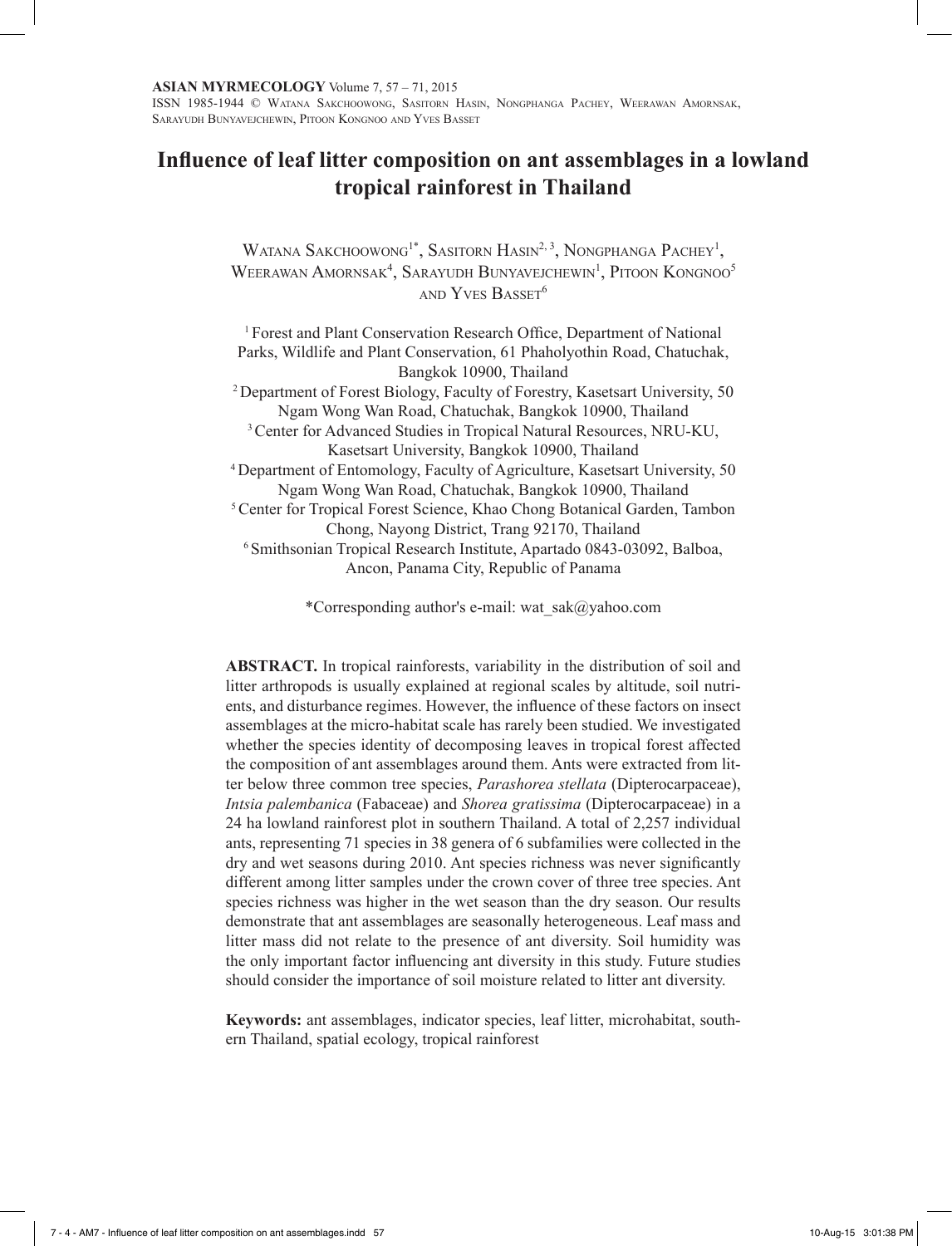# Influence of leaf litter composition on ant assemblages in a lowland tropical rainforest in Thailand

Watana Sakchoowong[1*], Sasitorn Hasin[2, 3], Nongphanga Pachey[1], Weerawan Amornsak[4], Sarayudh Bunyavejchewin[1], Pitoon Kongnoo[5] and Yves Basset[6]

[1] Forest and Plant Conservation Research Office, Department of National Parks, Wildlife and Plant Conservation, 61 Phaholyothin Road, Chatuchak, Bangkok 10900, Thailand

[2] Department of Forest Biology, Faculty of Forestry, Kasetsart University, 50 Ngam Wong Wan Road, Chatuchak, Bangkok 10900, Thailand

[3] Center for Advanced Studies in Tropical Natural Resources, NRU-KU, Kasetsart University, Bangkok 10900, Thailand

[4] Department of Entomology, Faculty of Agriculture, Kasetsart University, 50 Ngam Wong Wan Road, Chatuchak, Bangkok 10900, Thailand

[5] Center for Tropical Forest Science, Khao Chong Botanical Garden, Tambon Chong, Nayong District, Trang 92170, Thailand

[6] Smithsonian Tropical Research Institute, Apartado 0843-03092, Balboa, Ancon, Panama City, Republic of Panama

*Corresponding author's e-mail: wat_sak@yahoo.com

**ABSTRACT.** In tropical rainforests, variability in the distribution of soil and litter arthropods is usually explained at regional scales by altitude, soil nutrients, and disturbance regimes. However, the influence of these factors on insect assemblages at the micro-habitat scale has rarely been studied. We investigated whether the species identity of decomposing leaves in tropical forest affected the composition of ant assemblages around them. Ants were extracted from litter below three common tree species, *Parashorea stellata* (Dipterocarpaceae), *Intsia palembanica* (Fabaceae) and *Shorea gratissima* (Dipterocarpaceae) in a 24 ha lowland rainforest plot in southern Thailand. A total of 2,257 individual ants, representing 71 species in 38 genera of 6 subfamilies were collected in the dry and wet seasons during 2010. Ant species richness was never significantly different among litter samples under the crown cover of three tree species. Ant species richness was higher in the wet season than the dry season. Our results demonstrate that ant assemblages are seasonally heterogeneous. Leaf mass and litter mass did not relate to the presence of ant diversity. Soil humidity was the only important factor influencing ant diversity in this study. Future studies should consider the importance of soil moisture related to litter ant diversity.

**Keywords:** ant assemblages, indicator species, leaf litter, microhabitat, southern Thailand, spatial ecology, tropical rainforest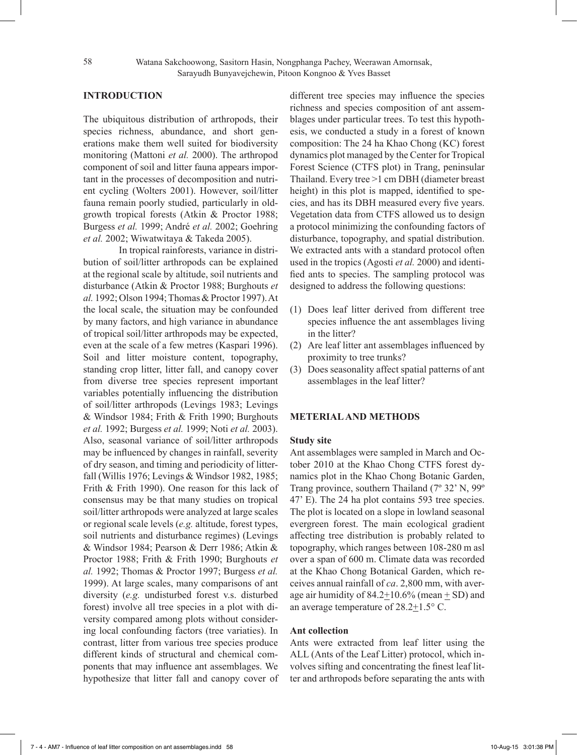## INTRODUCTION

The ubiquitous distribution of arthropods, their species richness, abundance, and short generations make them well suited for biodiversity monitoring (Mattoni *et al.* 2000). The arthropod component of soil and litter fauna appears important in the processes of decomposition and nutrient cycling (Wolters 2001). However, soil/litter fauna remain poorly studied, particularly in old-growth tropical forests (Atkin & Proctor 1988; Burgess *et al.* 1999; André *et al.* 2002; Goehring *et al.* 2002; Wiwatwitaya & Takeda 2005).

In tropical rainforests, variance in distribution of soil/litter arthropods can be explained at the regional scale by altitude, soil nutrients and disturbance (Atkin & Proctor 1988; Burghouts *et al.* 1992; Olson 1994; Thomas & Proctor 1997). At the local scale, the situation may be confounded by many factors, and high variance in abundance of tropical soil/litter arthropods may be expected, even at the scale of a few metres (Kaspari 1996). Soil and litter moisture content, topography, standing crop litter, litter fall, and canopy cover from diverse tree species represent important variables potentially influencing the distribution of soil/litter arthropods (Levings 1983; Levings & Windsor 1984; Frith & Frith 1990; Burghouts *et al.* 1992; Burgess *et al.* 1999; Noti *et al.* 2003). Also, seasonal variance of soil/litter arthropods may be influenced by changes in rainfall, severity of dry season, and timing and periodicity of litterfall (Willis 1976; Levings & Windsor 1982, 1985; Frith & Frith 1990). One reason for this lack of consensus may be that many studies on tropical soil/litter arthropods were analyzed at large scales or regional scale levels (*e.g.* altitude, forest types, soil nutrients and disturbance regimes) (Levings & Windsor 1984; Pearson & Derr 1986; Atkin & Proctor 1988; Frith & Frith 1990; Burghouts *et al.* 1992; Thomas & Proctor 1997; Burgess *et al.* 1999). At large scales, many comparisons of ant diversity (*e.g.* undisturbed forest v.s. disturbed forest) involve all tree species in a plot with diversity compared among plots without considering local confounding factors (tree variaties). In contrast, litter from various tree species produce different kinds of structural and chemical components that may influence ant assemblages. We hypothesize that litter fall and canopy cover of different tree species may influence the species richness and species composition of ant assemblages under particular trees. To test this hypothesis, we conducted a study in a forest of known composition: The 24 ha Khao Chong (KC) forest dynamics plot managed by the Center for Tropical Forest Science (CTFS plot) in Trang, peninsular Thailand. Every tree >1 cm DBH (diameter breast height) in this plot is mapped, identified to species, and has its DBH measured every five years. Vegetation data from CTFS allowed us to design a protocol minimizing the confounding factors of disturbance, topography, and spatial distribution. We extracted ants with a standard protocol often used in the tropics (Agosti *et al.* 2000) and identified ants to species. The sampling protocol was designed to address the following questions:

(1) Does leaf litter derived from different tree species influence the ant assemblages living in the litter?
(2) Are leaf litter ant assemblages influenced by proximity to tree trunks?
(3) Does seasonality affect spatial patterns of ant assemblages in the leaf litter?

## METERIAL AND METHODS

### Study site

Ant assemblages were sampled in March and October 2010 at the Khao Chong CTFS forest dynamics plot in the Khao Chong Botanic Garden, Trang province, southern Thailand (7º 32' N, 99º 47' E). The 24 ha plot contains 593 tree species. The plot is located on a slope in lowland seasonal evergreen forest. The main ecological gradient affecting tree distribution is probably related to topography, which ranges between 108-280 m asl over a span of 600 m. Climate data was recorded at the Khao Chong Botanical Garden, which receives annual rainfall of *ca*. 2,800 mm, with average air humidity of 84.2$\pm$10.6% (mean $\pm$ SD) and an average temperature of 28.2$\pm$1.5° C.

### Ant collection

Ants were extracted from leaf litter using the ALL (Ants of the Leaf Litter) protocol, which involves sifting and concentrating the finest leaf litter and arthropods before separating the ants with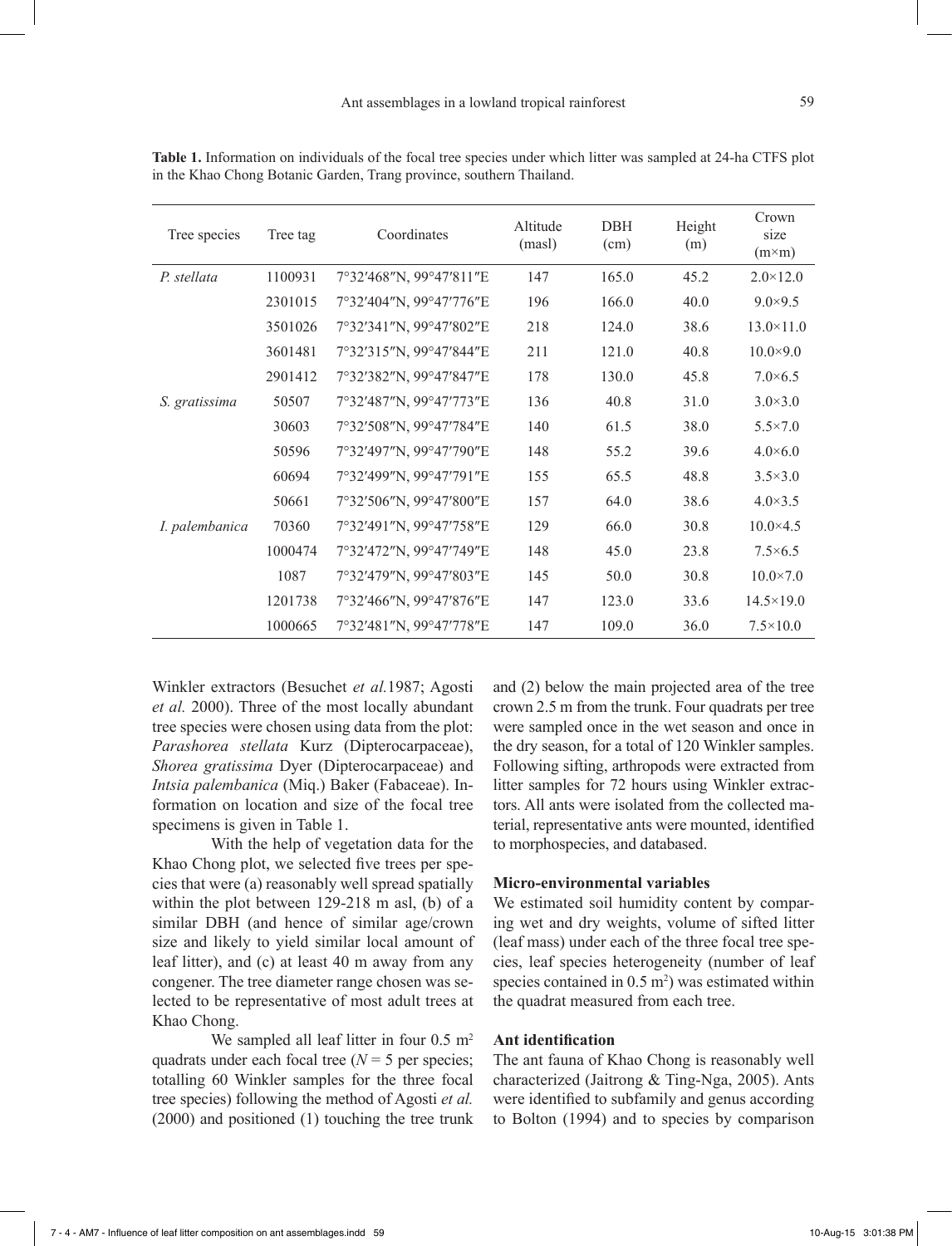**Table 1.** Information on individuals of the focal tree species under which litter was sampled at 24-ha CTFS plot in the Khao Chong Botanic Garden, Trang province, southern Thailand.

| Tree species | Tree tag | Coordinates | Altitude (masl) | DBH (cm) | Height (m) | Crown size (m×m) |
|---|---|---|---|---|---|---|
| *P. stellata* | 1100931 | 7°32′468″N, 99°47′811″E | 147 | 165.0 | 45.2 | 2.0×12.0 |
| | 2301015 | 7°32′404″N, 99°47′776″E | 196 | 166.0 | 40.0 | 9.0×9.5 |
| | 3501026 | 7°32′341″N, 99°47′802″E | 218 | 124.0 | 38.6 | 13.0×11.0 |
| | 3601481 | 7°32′315″N, 99°47′844″E | 211 | 121.0 | 40.8 | 10.0×9.0 |
| | 2901412 | 7°32′382″N, 99°47′847″E | 178 | 130.0 | 45.8 | 7.0×6.5 |
| *S. gratissima* | 50507 | 7°32′487″N, 99°47′773″E | 136 | 40.8 | 31.0 | 3.0×3.0 |
| | 30603 | 7°32′508″N, 99°47′784″E | 140 | 61.5 | 38.0 | 5.5×7.0 |
| | 50596 | 7°32′497″N, 99°47′790″E | 148 | 55.2 | 39.6 | 4.0×6.0 |
| | 60694 | 7°32′499″N, 99°47′791″E | 155 | 65.5 | 48.8 | 3.5×3.0 |
| | 50661 | 7°32′506″N, 99°47′800″E | 157 | 64.0 | 38.6 | 4.0×3.5 |
| *I. palembanica* | 70360 | 7°32′491″N, 99°47′758″E | 129 | 66.0 | 30.8 | 10.0×4.5 |
| | 1000474 | 7°32′472″N, 99°47′749″E | 148 | 45.0 | 23.8 | 7.5×6.5 |
| | 1087 | 7°32′479″N, 99°47′803″E | 145 | 50.0 | 30.8 | 10.0×7.0 |
| | 1201738 | 7°32′466″N, 99°47′876″E | 147 | 123.0 | 33.6 | 14.5×19.0 |
| | 1000665 | 7°32′481″N, 99°47′778″E | 147 | 109.0 | 36.0 | 7.5×10.0 |

Winkler extractors (Besuchet *et al.*1987; Agosti *et al.* 2000). Three of the most locally abundant tree species were chosen using data from the plot: *Parashorea stellata* Kurz (Dipterocarpaceae), *Shorea gratissima* Dyer (Dipterocarpaceae) and *Intsia palembanica* (Miq.) Baker (Fabaceae). Information on location and size of the focal tree specimens is given in Table 1.

With the help of vegetation data for the Khao Chong plot, we selected five trees per species that were (a) reasonably well spread spatially within the plot between 129-218 m asl, (b) of a similar DBH (and hence of similar age/crown size and likely to yield similar local amount of leaf litter), and (c) at least 40 m away from any congener. The tree diameter range chosen was selected to be representative of most adult trees at Khao Chong.

We sampled all leaf litter in four 0.5 $m^2$ quadrats under each focal tree ($N = 5$ per species; totalling 60 Winkler samples for the three focal tree species) following the method of Agosti *et al.* (2000) and positioned (1) touching the tree trunk and (2) below the main projected area of the tree crown 2.5 m from the trunk. Four quadrats per tree were sampled once in the wet season and once in the dry season, for a total of 120 Winkler samples. Following sifting, arthropods were extracted from litter samples for 72 hours using Winkler extractors. All ants were isolated from the collected material, representative ants were mounted, identified to morphospecies, and databased.

### Micro-environmental variables

We estimated soil humidity content by comparing wet and dry weights, volume of sifted litter (leaf mass) under each of the three focal tree species, leaf species heterogeneity (number of leaf species contained in 0.5 $m^2$) was estimated within the quadrat measured from each tree.

### Ant identification

The ant fauna of Khao Chong is reasonably well characterized (Jaitrong & Ting-Nga, 2005). Ants were identified to subfamily and genus according to Bolton (1994) and to species by comparison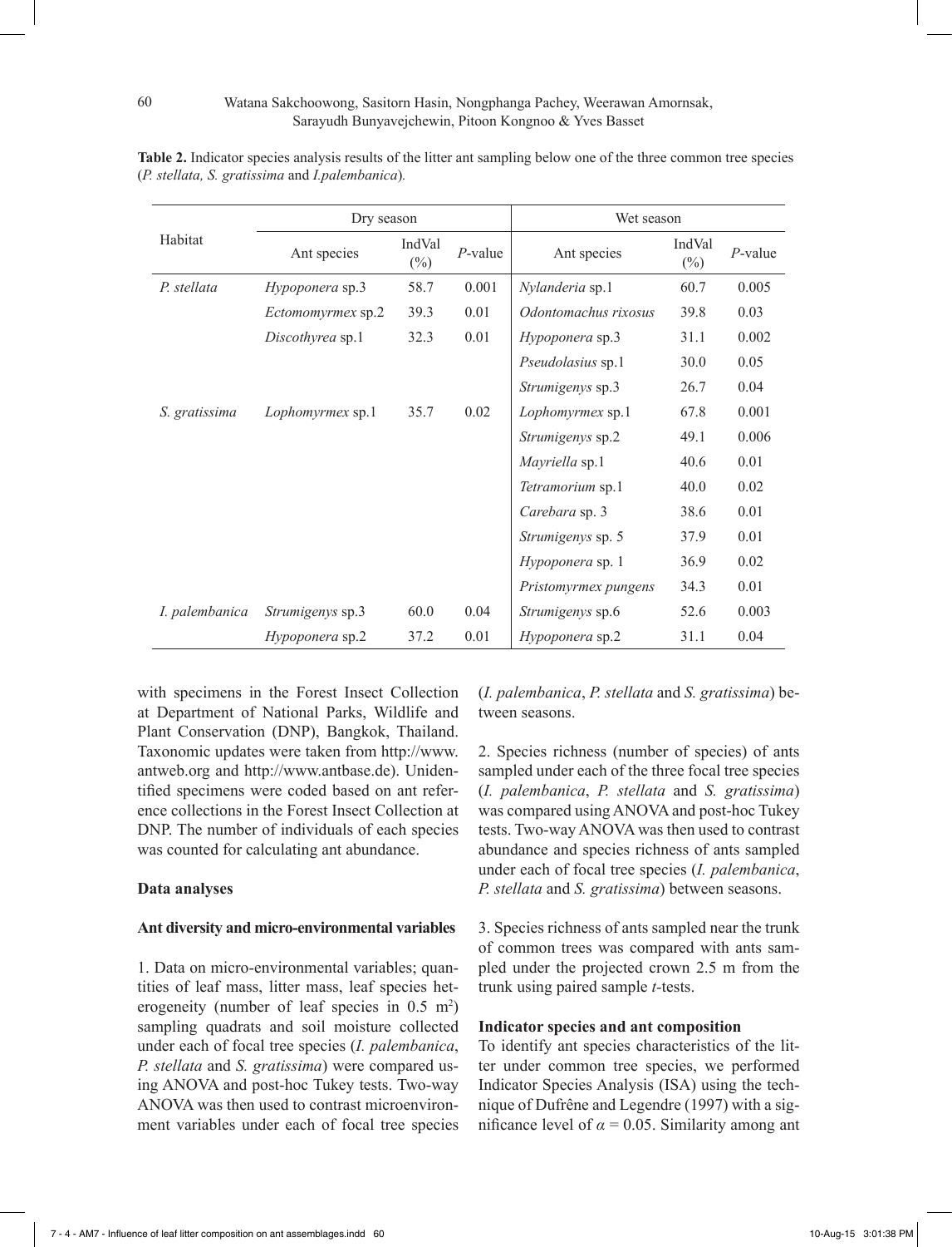**Table 2.** Indicator species analysis results of the litter ant sampling below one of the three common tree species (*P. stellata, S. gratissima* and *I.palembanica*).

| Habitat | Dry season | | | Wet season | | |
|---|---|---|---|---|---|---|
| | Ant species | IndVal (%) | *P*-value | Ant species | IndVal (%) | *P*-value |
| *P. stellata* | *Hypoponera* sp.3 | 58.7 | 0.001 | *Nylanderia* sp.1 | 60.7 | 0.005 |
| | *Ectomomyrmex* sp.2 | 39.3 | 0.01 | *Odontomachus rixosus* | 39.8 | 0.03 |
| | *Discothyrea* sp.1 | 32.3 | 0.01 | *Hypoponera* sp.3 | 31.1 | 0.002 |
| | | | | *Pseudolasius* sp.1 | 30.0 | 0.05 |
| | | | | *Strumigenys* sp.3 | 26.7 | 0.04 |
| *S. gratissima* | *Lophomyrmex* sp.1 | 35.7 | 0.02 | *Lophomyrmex* sp.1 | 67.8 | 0.001 |
| | | | | *Strumigenys* sp.2 | 49.1 | 0.006 |
| | | | | *Mayriella* sp.1 | 40.6 | 0.01 |
| | | | | *Tetramorium* sp.1 | 40.0 | 0.02 |
| | | | | *Carebara* sp. 3 | 38.6 | 0.01 |
| | | | | *Strumigenys* sp. 5 | 37.9 | 0.01 |
| | | | | *Hypoponera* sp. 1 | 36.9 | 0.02 |
| | | | | *Pristomyrmex pungens* | 34.3 | 0.01 |
| *I. palembanica* | *Strumigenys* sp.3 | 60.0 | 0.04 | *Strumigenys* sp.6 | 52.6 | 0.003 |
| | *Hypoponera* sp.2 | 37.2 | 0.01 | *Hypoponera* sp.2 | 31.1 | 0.04 |

with specimens in the Forest Insect Collection at Department of National Parks, Wildlife and Plant Conservation (DNP), Bangkok, Thailand. Taxonomic updates were taken from http://www.antweb.org and http://www.antbase.de). Unidentified specimens were coded based on ant reference collections in the Forest Insect Collection at DNP. The number of individuals of each species was counted for calculating ant abundance.

**Data analyses**

**Ant diversity and micro-environmental variables**

1. Data on micro-environmental variables; quantities of leaf mass, litter mass, leaf species heterogeneity (number of leaf species in 0.5 $m^2$) sampling quadrats and soil moisture collected under each of focal tree species (*I. palembanica*, *P. stellata* and *S. gratissima*) were compared using ANOVA and post-hoc Tukey tests. Two-way ANOVA was then used to contrast microenvironment variables under each of focal tree species (*I. palembanica*, *P. stellata* and *S. gratissima*) between seasons.

2. Species richness (number of species) of ants sampled under each of the three focal tree species (*I. palembanica*, *P. stellata* and *S. gratissima*) was compared using ANOVA and post-hoc Tukey tests. Two-way ANOVA was then used to contrast abundance and species richness of ants sampled under each of focal tree species (*I. palembanica*, *P. stellata* and *S. gratissima*) between seasons.

3. Species richness of ants sampled near the trunk of common trees was compared with ants sampled under the projected crown 2.5 m from the trunk using paired sample *t*-tests.

**Indicator species and ant composition**

To identify ant species characteristics of the litter under common tree species, we performed Indicator Species Analysis (ISA) using the technique of Dufrêne and Legendre (1997) with a significance level of $\alpha = 0.05$. Similarity among ant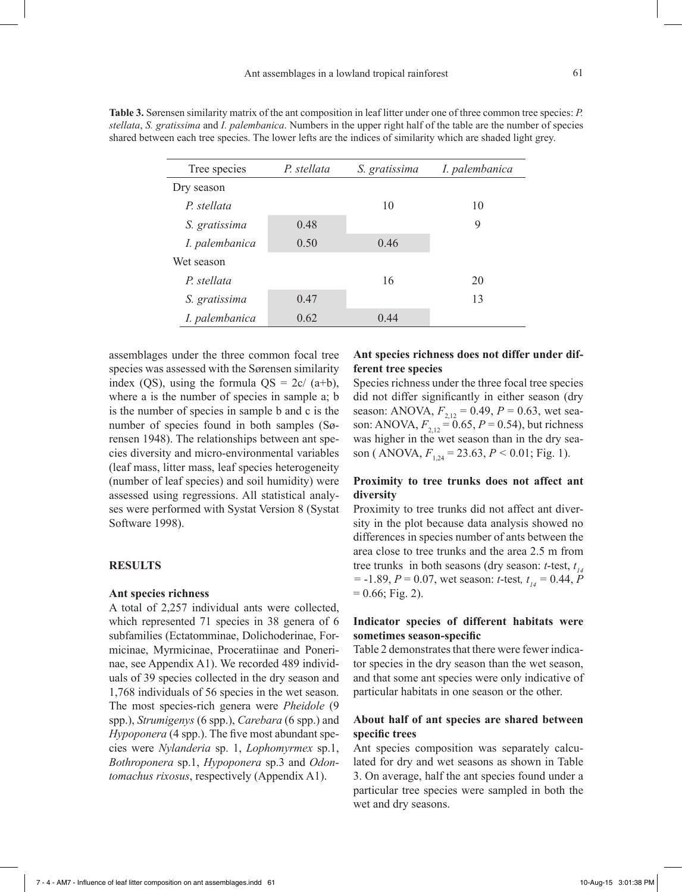**Table 3.** Sørensen similarity matrix of the ant composition in leaf litter under one of three common tree species: *P. stellata*, *S. gratissima* and *I. palembanica*. Numbers in the upper right half of the table are the number of species shared between each tree species. The lower lefts are the indices of similarity which are shaded light grey.

| Tree species | *P. stellata* | *S. gratissima* | *I. palembanica* |
|---|---|---|---|
| Dry season | | | |
| *P. stellata* | | 10 | 10 |
| *S. gratissima* | 0.48 | | 9 |
| *I. palembanica* | 0.50 | 0.46 | |
| Wet season | | | |
| *P. stellata* | | 16 | 20 |
| *S. gratissima* | 0.47 | | 13 |
| *I. palembanica* | 0.62 | 0.44 | |

assemblages under the three common focal tree species was assessed with the Sørensen similarity index (QS), using the formula $QS = 2c/(a+b)$, where a is the number of species in sample a; b is the number of species in sample b and c is the number of species found in both samples (Sørensen 1948). The relationships between ant species diversity and micro-environmental variables (leaf mass, litter mass, leaf species heterogeneity (number of leaf species) and soil humidity) were assessed using regressions. All statistical analyses were performed with Systat Version 8 (Systat Software 1998).

## RESULTS

### Ant species richness

A total of 2,257 individual ants were collected, which represented 71 species in 38 genera of 6 subfamilies (Ectatomminae, Dolichoderinae, Formicinae, Myrmicinae, Proceratiinae and Ponerinae, see Appendix A1). We recorded 489 individuals of 39 species collected in the dry season and 1,768 individuals of 56 species in the wet season. The most species-rich genera were *Pheidole* (9 spp.), *Strumigenys* (6 spp.), *Carebara* (6 spp.) and *Hypoponera* (4 spp.). The five most abundant species were *Nylanderia* sp. 1, *Lophomyrmex* sp.1, *Bothroponera* sp.1, *Hypoponera* sp.3 and *Odontomachus rixosus*, respectively (Appendix A1).

### Ant species richness does not differ under different tree species

Species richness under the three focal tree species did not differ significantly in either season (dry season: ANOVA, $F_{2,12} = 0.49$, $P = 0.63$, wet season: ANOVA, $F_{2,12} = 0.65$, $P = 0.54$), but richness was higher in the wet season than in the dry season ( ANOVA, $F_{1,24} = 23.63$, $P < 0.01$; Fig. 1).

### Proximity to tree trunks does not affect ant diversity

Proximity to tree trunks did not affect ant diversity in the plot because data analysis showed no differences in species number of ants between the area close to tree trunks and the area 2.5 m from tree trunks in both seasons (dry season: *t*-test, $t_{14} = -1.89$, $P = 0.07$, wet season: *t*-test, $t_{14} = 0.44$, $P = 0.66$; Fig. 2).

### Indicator species of different habitats were sometimes season-specific

Table 2 demonstrates that there were fewer indicator species in the dry season than the wet season, and that some ant species were only indicative of particular habitats in one season or the other.

### About half of ant species are shared between specific trees

Ant species composition was separately calculated for dry and wet seasons as shown in Table 3. On average, half the ant species found under a particular tree species were sampled in both the wet and dry seasons.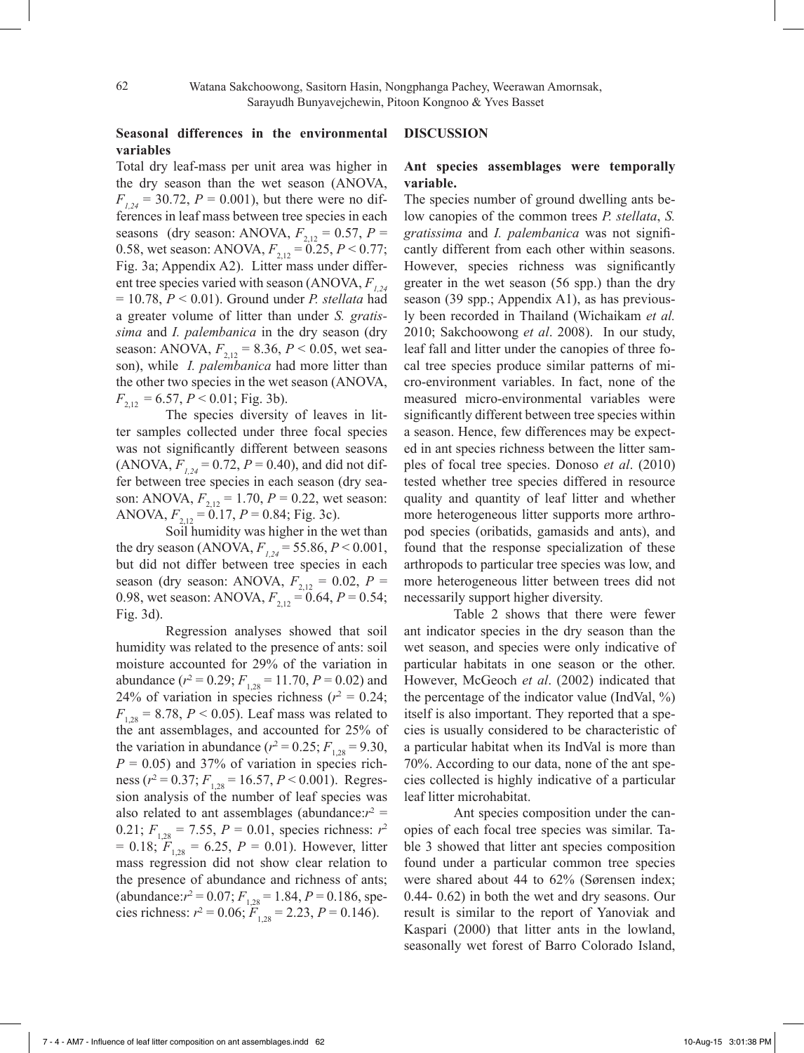### Seasonal differences in the environmental variables

Total dry leaf-mass per unit area was higher in the dry season than the wet season (ANOVA, $F_{1,24} = 30.72$, $P = 0.001$), but there were no differences in leaf mass between tree species in each seasons (dry season: ANOVA, $F_{2,12} = 0.57$, $P = 0.58$, wet season: ANOVA, $F_{2,12} = 0.25$, $P < 0.77$; Fig. 3a; Appendix A2). Litter mass under different tree species varied with season (ANOVA, $F_{1,24} = 10.78$, $P < 0.01$). Ground under *P. stellata* had a greater volume of litter than under *S. gratissima* and *I. palembanica* in the dry season (dry season: ANOVA, $F_{2,12} = 8.36$, $P < 0.05$, wet season), while *I. palembanica* had more litter than the other two species in the wet season (ANOVA, $F_{2,12} = 6.57$, $P < 0.01$; Fig. 3b).

The species diversity of leaves in litter samples collected under three focal species was not significantly different between seasons (ANOVA, $F_{1,24} = 0.72$, $P = 0.40$), and did not differ between tree species in each season (dry season: ANOVA, $F_{2,12} = 1.70$, $P = 0.22$, wet season: ANOVA, $F_{2,12} = 0.17$, $P = 0.84$; Fig. 3c).

Soil humidity was higher in the wet than the dry season (ANOVA, $F_{1,24} = 55.86$, $P < 0.001$, but did not differ between tree species in each season (dry season: ANOVA, $F_{2,12} = 0.02$, $P = 0.98$, wet season: ANOVA, $F_{2,12} = 0.64$, $P = 0.54$; Fig. 3d).

Regression analyses showed that soil humidity was related to the presence of ants: soil moisture accounted for 29% of the variation in abundance ($r^2 = 0.29$; $F_{1,28} = 11.70$, $P = 0.02$) and 24% of variation in species richness ($r^2 = 0.24$; $F_{1,28} = 8.78$, $P < 0.05$). Leaf mass was related to the ant assemblages, and accounted for 25% of the variation in abundance ($r^2 = 0.25$; $F_{1,28} = 9.30$, $P = 0.05$) and 37% of variation in species richness ($r^2 = 0.37$; $F_{1,28} = 16.57$, $P < 0.001$). Regression analysis of the number of leaf species was also related to ant assemblages (abundance:$r^2 = 0.21$; $F_{1,28} = 7.55$, $P = 0.01$, species richness: $r^2 = 0.18$; $F_{1,28} = 6.25$, $P = 0.01$). However, litter mass regression did not show clear relation to the presence of abundance and richness of ants; (abundance:$r^2 = 0.07$; $F_{1,28} = 1.84$, $P = 0.186$, species richness: $r^2 = 0.06$; $F_{1,28} = 2.23$, $P = 0.146$).

## DISCUSSION

### Ant species assemblages were temporally variable.

The species number of ground dwelling ants below canopies of the common trees *P. stellata*, *S. gratissima* and *I. palembanica* was not significantly different from each other within seasons. However, species richness was significantly greater in the wet season (56 spp.) than the dry season (39 spp.; Appendix A1), as has previously been recorded in Thailand (Wichaikam *et al.* 2010; Sakchoowong *et al*. 2008). In our study, leaf fall and litter under the canopies of three focal tree species produce similar patterns of micro-environment variables. In fact, none of the measured micro-environmental variables were significantly different between tree species within a season. Hence, few differences may be expected in ant species richness between the litter samples of focal tree species. Donoso *et al*. (2010) tested whether tree species differed in resource quality and quantity of leaf litter and whether more heterogeneous litter supports more arthropod species (oribatids, gamasids and ants), and found that the response specialization of these arthropods to particular tree species was low, and more heterogeneous litter between trees did not necessarily support higher diversity.

Table 2 shows that there were fewer ant indicator species in the dry season than the wet season, and species were only indicative of particular habitats in one season or the other. However, McGeoch *et al*. (2002) indicated that the percentage of the indicator value (IndVal, %) itself is also important. They reported that a species is usually considered to be characteristic of a particular habitat when its IndVal is more than 70%. According to our data, none of the ant species collected is highly indicative of a particular leaf litter microhabitat.

Ant species composition under the canopies of each focal tree species was similar. Table 3 showed that litter ant species composition found under a particular common tree species were shared about 44 to 62% (Sørensen index; 0.44- 0.62) in both the wet and dry seasons. Our result is similar to the report of Yanoviak and Kaspari (2000) that litter ants in the lowland, seasonally wet forest of Barro Colorado Island,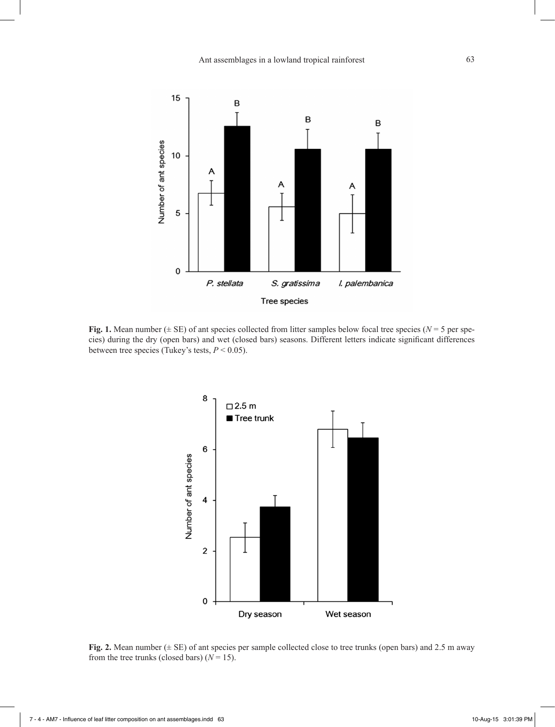**Fig. 1.** Mean number (± SE) of ant species collected from litter samples below focal tree species ($N = 5$ per species) during the dry (open bars) and wet (closed bars) seasons. Different letters indicate significant differences between tree species (Tukey's tests, $P < 0.05$).

**Fig. 2.** Mean number (± SE) of ant species per sample collected close to tree trunks (open bars) and 2.5 m away from the tree trunks (closed bars) ($N = 15$).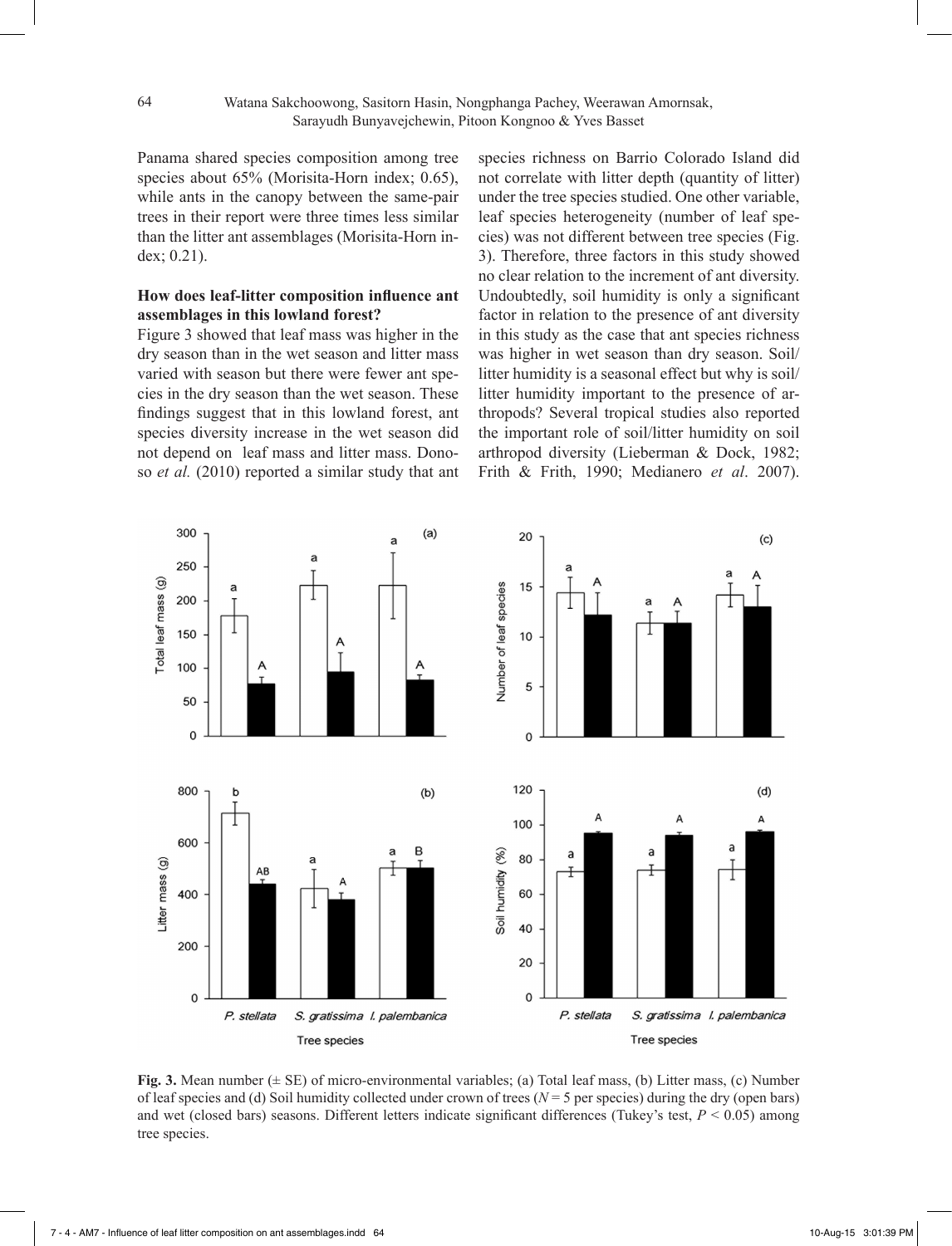Panama shared species composition among tree species about 65% (Morisita-Horn index; 0.65), while ants in the canopy between the same-pair trees in their report were three times less similar than the litter ant assemblages (Morisita-Horn index; 0.21).

**How does leaf-litter composition influence ant assemblages in this lowland forest?**

Figure 3 showed that leaf mass was higher in the dry season than in the wet season and litter mass varied with season but there were fewer ant species in the dry season than the wet season. These findings suggest that in this lowland forest, ant species diversity increase in the wet season did not depend on leaf mass and litter mass. Donoso *et al.* (2010) reported a similar study that ant species richness on Barrio Colorado Island did not correlate with litter depth (quantity of litter) under the tree species studied. One other variable, leaf species heterogeneity (number of leaf species) was not different between tree species (Fig. 3). Therefore, three factors in this study showed no clear relation to the increment of ant diversity. Undoubtedly, soil humidity is only a significant factor in relation to the presence of ant diversity in this study as the case that ant species richness was higher in wet season than dry season. Soil/litter humidity is a seasonal effect but why is soil/litter humidity important to the presence of arthropods? Several tropical studies also reported the important role of soil/litter humidity on soil arthropod diversity (Lieberman & Dock, 1982; Frith & Frith, 1990; Medianero *et al*. 2007).

**Fig. 3.** Mean number (± SE) of micro-environmental variables; (a) Total leaf mass, (b) Litter mass, (c) Number of leaf species and (d) Soil humidity collected under crown of trees ($N = 5$ per species) during the dry (open bars) and wet (closed bars) seasons. Different letters indicate significant differences (Tukey's test, $P < 0.05$) among tree species.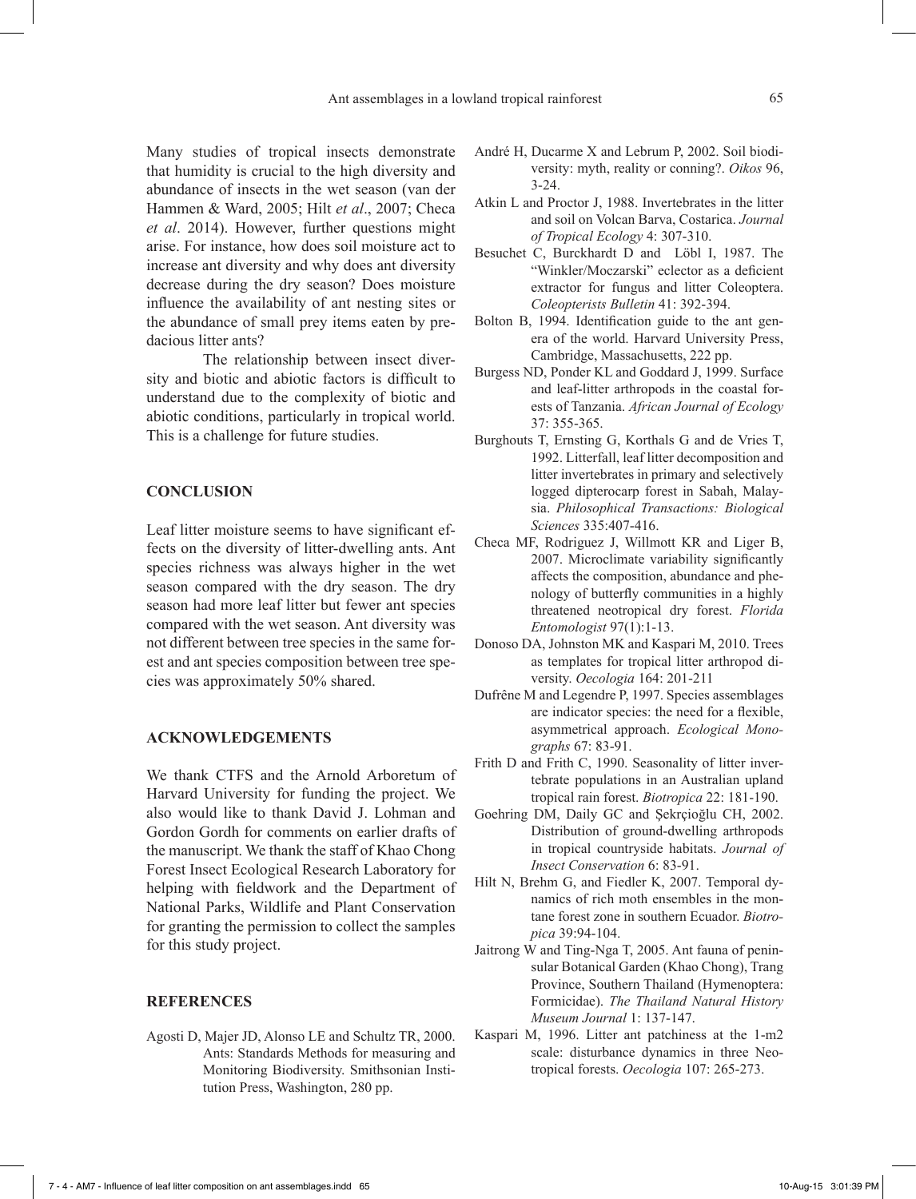Many studies of tropical insects demonstrate that humidity is crucial to the high diversity and abundance of insects in the wet season (van der Hammen & Ward, 2005; Hilt *et al*., 2007; Checa *et al*. 2014). However, further questions might arise. For instance, how does soil moisture act to increase ant diversity and why does ant diversity decrease during the dry season? Does moisture influence the availability of ant nesting sites or the abundance of small prey items eaten by predacious litter ants?

The relationship between insect diversity and biotic and abiotic factors is difficult to understand due to the complexity of biotic and abiotic conditions, particularly in tropical world. This is a challenge for future studies.

## CONCLUSION

Leaf litter moisture seems to have significant effects on the diversity of litter-dwelling ants. Ant species richness was always higher in the wet season compared with the dry season. The dry season had more leaf litter but fewer ant species compared with the wet season. Ant diversity was not different between tree species in the same forest and ant species composition between tree species was approximately 50% shared.

## ACKNOWLEDGEMENTS

We thank CTFS and the Arnold Arboretum of Harvard University for funding the project. We also would like to thank David J. Lohman and Gordon Gordh for comments on earlier drafts of the manuscript. We thank the staff of Khao Chong Forest Insect Ecological Research Laboratory for helping with fieldwork and the Department of National Parks, Wildlife and Plant Conservation for granting the permission to collect the samples for this study project.

## REFERENCES

Agosti D, Majer JD, Alonso LE and Schultz TR, 2000. Ants: Standards Methods for measuring and Monitoring Biodiversity. Smithsonian Institution Press, Washington, 280 pp.

André H, Ducarme X and Lebrum P, 2002. Soil biodiversity: myth, reality or conning?. *Oikos* 96, 3-24.

Atkin L and Proctor J, 1988. Invertebrates in the litter and soil on Volcan Barva, Costarica. *Journal of Tropical Ecology* 4: 307-310.

Besuchet C, Burckhardt D and Löbl I, 1987. The "Winkler/Moczarski" eclector as a deficient extractor for fungus and litter Coleoptera. *Coleopterists Bulletin* 41: 392-394.

Bolton B, 1994. Identification guide to the ant genera of the world. Harvard University Press, Cambridge, Massachusetts, 222 pp.

Burgess ND, Ponder KL and Goddard J, 1999. Surface and leaf-litter arthropods in the coastal forests of Tanzania. *African Journal of Ecology* 37: 355-365.

Burghouts T, Ernsting G, Korthals G and de Vries T, 1992. Litterfall, leaf litter decomposition and litter invertebrates in primary and selectively logged dipterocarp forest in Sabah, Malaysia. *Philosophical Transactions: Biological Sciences* 335:407-416.

Checa MF, Rodriguez J, Willmott KR and Liger B, 2007. Microclimate variability significantly affects the composition, abundance and phenology of butterfly communities in a highly threatened neotropical dry forest. *Florida Entomologist* 97(1):1-13.

Donoso DA, Johnston MK and Kaspari M, 2010. Trees as templates for tropical litter arthropod diversity. *Oecologia* 164: 201-211

Dufrêne M and Legendre P, 1997. Species assemblages are indicator species: the need for a flexible, asymmetrical approach. *Ecological Monographs* 67: 83-91.

Frith D and Frith C, 1990. Seasonality of litter invertebrate populations in an Australian upland tropical rain forest. *Biotropica* 22: 181-190.

Goehring DM, Daily GC and Şekrçioğlu CH, 2002. Distribution of ground-dwelling arthropods in tropical countryside habitats. *Journal of Insect Conservation* 6: 83-91.

Hilt N, Brehm G, and Fiedler K, 2007. Temporal dynamics of rich moth ensembles in the montane forest zone in southern Ecuador. *Biotropica* 39:94-104.

Jaitrong W and Ting-Nga T, 2005. Ant fauna of peninsular Botanical Garden (Khao Chong), Trang Province, Southern Thailand (Hymenoptera: Formicidae). *The Thailand Natural History Museum Journal* 1: 137-147.

Kaspari M, 1996. Litter ant patchiness at the 1-m2 scale: disturbance dynamics in three Neotropical forests. *Oecologia* 107: 265-273.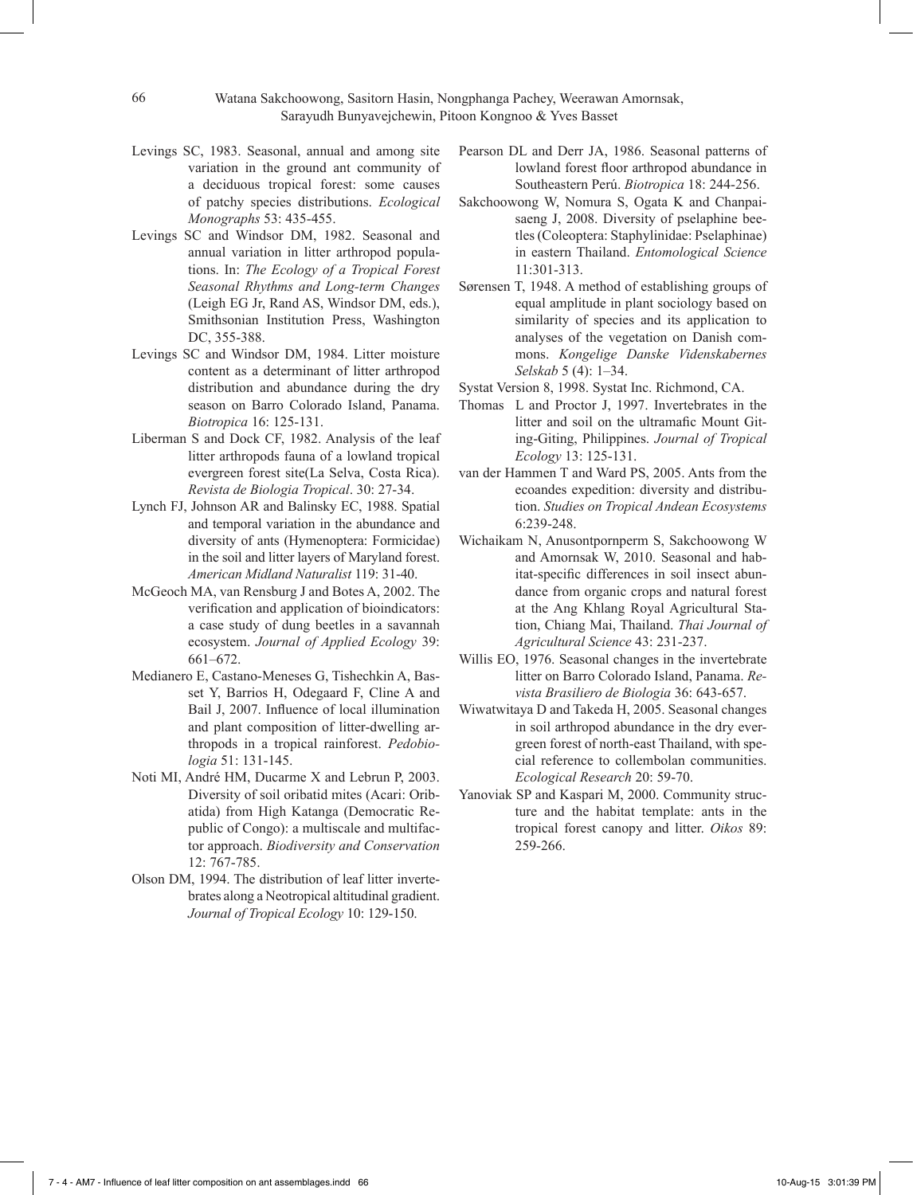Levings SC, 1983. Seasonal, annual and among site variation in the ground ant community of a deciduous tropical forest: some causes of patchy species distributions. *Ecological Monographs* 53: 435-455.

Levings SC and Windsor DM, 1982. Seasonal and annual variation in litter arthropod populations. In: *The Ecology of a Tropical Forest Seasonal Rhythms and Long-term Changes* (Leigh EG Jr, Rand AS, Windsor DM, eds.), Smithsonian Institution Press, Washington DC, 355-388.

Levings SC and Windsor DM, 1984. Litter moisture content as a determinant of litter arthropod distribution and abundance during the dry season on Barro Colorado Island, Panama. *Biotropica* 16: 125-131.

Liberman S and Dock CF, 1982. Analysis of the leaf litter arthropods fauna of a lowland tropical evergreen forest site(La Selva, Costa Rica). *Revista de Biologia Tropical*. 30: 27-34.

Lynch FJ, Johnson AR and Balinsky EC, 1988. Spatial and temporal variation in the abundance and diversity of ants (Hymenoptera: Formicidae) in the soil and litter layers of Maryland forest. *American Midland Naturalist* 119: 31-40.

McGeoch MA, van Rensburg J and Botes A, 2002. The verification and application of bioindicators: a case study of dung beetles in a savannah ecosystem. *Journal of Applied Ecology* 39: 661–672.

Medianero E, Castano-Meneses G, Tishechkin A, Basset Y, Barrios H, Odegaard F, Cline A and Bail J, 2007. Influence of local illumination and plant composition of litter-dwelling arthropods in a tropical rainforest. *Pedobiologia* 51: 131-145.

Noti MI, André HM, Ducarme X and Lebrun P, 2003. Diversity of soil oribatid mites (Acari: Oribatida) from High Katanga (Democratic Republic of Congo): a multiscale and multifactor approach. *Biodiversity and Conservation* 12: 767-785.

Olson DM, 1994. The distribution of leaf litter invertebrates along a Neotropical altitudinal gradient. *Journal of Tropical Ecology* 10: 129-150.

Pearson DL and Derr JA, 1986. Seasonal patterns of lowland forest floor arthropod abundance in Southeastern Perú. *Biotropica* 18: 244-256.

Sakchoowong W, Nomura S, Ogata K and Chanpaisaeng J, 2008. Diversity of pselaphine beetles (Coleoptera: Staphylinidae: Pselaphinae) in eastern Thailand. *Entomological Science* 11:301-313.

Sørensen T, 1948. A method of establishing groups of equal amplitude in plant sociology based on similarity of species and its application to analyses of the vegetation on Danish commons. *Kongelige Danske Videnskabernes Selskab* 5 (4): 1–34.

Systat Version 8, 1998. Systat Inc. Richmond, CA.

Thomas L and Proctor J, 1997. Invertebrates in the litter and soil on the ultramafic Mount Giting-Giting, Philippines. *Journal of Tropical Ecology* 13: 125-131.

van der Hammen T and Ward PS, 2005. Ants from the ecoandes expedition: diversity and distribution. *Studies on Tropical Andean Ecosystems* 6:239-248.

Wichaikam N, Anusontpornperm S, Sakchoowong W and Amornsak W, 2010. Seasonal and habitat-specific differences in soil insect abundance from organic crops and natural forest at the Ang Khlang Royal Agricultural Station, Chiang Mai, Thailand. *Thai Journal of Agricultural Science* 43: 231-237.

Willis EO, 1976. Seasonal changes in the invertebrate litter on Barro Colorado Island, Panama. *Revista Brasiliero de Biologia* 36: 643-657.

Wiwatwitaya D and Takeda H, 2005. Seasonal changes in soil arthropod abundance in the dry evergreen forest of north-east Thailand, with special reference to collembolan communities. *Ecological Research* 20: 59-70.

Yanoviak SP and Kaspari M, 2000. Community structure and the habitat template: ants in the tropical forest canopy and litter. *Oikos* 89: 259-266.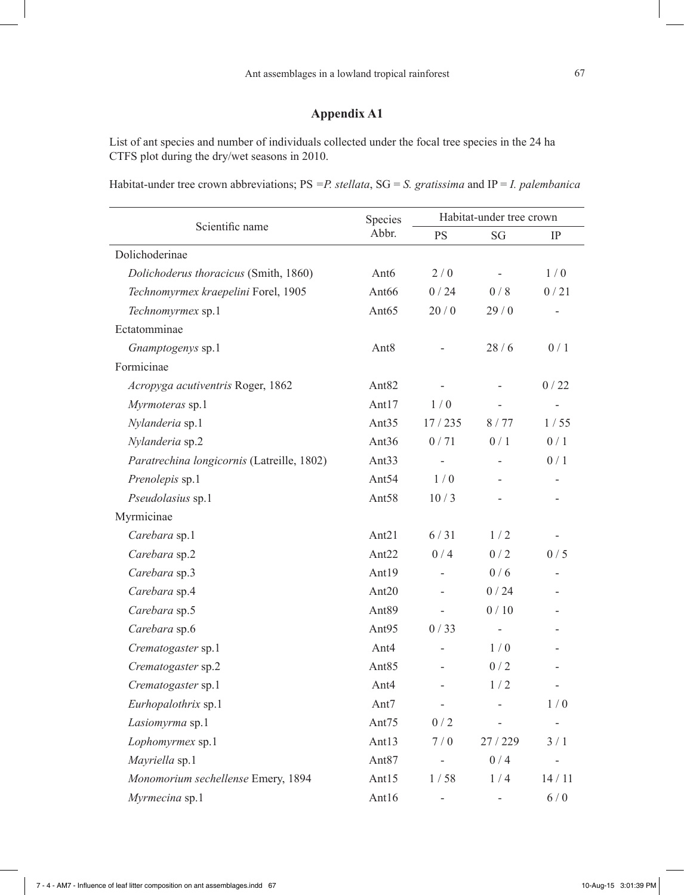# Appendix A1

List of ant species and number of individuals collected under the focal tree species in the 24 ha CTFS plot during the dry/wet seasons in 2010.

Habitat-under tree crown abbreviations; PS =*P. stellata*, SG = *S. gratissima* and IP = *I. palembanica*

| Scientific name | Species Abbr. | Habitat-under tree crown | | |
|---|---|---|---|---|
| | | PS | SG | IP |
| Dolichoderinae | | | | |
| *Dolichoderus thoracicus* (Smith, 1860) | Ant6 | 2 / 0 | - | 1 / 0 |
| *Technomyrmex kraepelini* Forel, 1905 | Ant66 | 0 / 24 | 0 / 8 | 0 / 21 |
| *Technomyrmex* sp.1 | Ant65 | 20 / 0 | 29 / 0 | - |
| Ectatomminae | | | | |
| *Gnamptogenys* sp.1 | Ant8 | - | 28 / 6 | 0 / 1 |
| Formicinae | | | | |
| *Acropyga acutiventris* Roger, 1862 | Ant82 | - | - | 0 / 22 |
| *Myrmoteras* sp.1 | Ant17 | 1 / 0 | - | - |
| *Nylanderia* sp.1 | Ant35 | 17 / 235 | 8 / 77 | 1 / 55 |
| *Nylanderia* sp.2 | Ant36 | 0 / 71 | 0 / 1 | 0 / 1 |
| *Paratrechina longicornis* (Latreille, 1802) | Ant33 | - | - | 0 / 1 |
| *Prenolepis* sp.1 | Ant54 | 1 / 0 | - | - |
| *Pseudolasius* sp.1 | Ant58 | 10 / 3 | - | - |
| Myrmicinae | | | | |
| *Carebara* sp.1 | Ant21 | 6 / 31 | 1 / 2 | - |
| *Carebara* sp.2 | Ant22 | 0 / 4 | 0 / 2 | 0 / 5 |
| *Carebara* sp.3 | Ant19 | - | 0 / 6 | - |
| *Carebara* sp.4 | Ant20 | - | 0 / 24 | - |
| *Carebara* sp.5 | Ant89 | - | 0 / 10 | - |
| *Carebara* sp.6 | Ant95 | 0 / 33 | - | - |
| *Crematogaster* sp.1 | Ant4 | - | 1 / 0 | - |
| *Crematogaster* sp.2 | Ant85 | - | 0 / 2 | - |
| *Crematogaster* sp.1 | Ant4 | - | 1 / 2 | - |
| *Eurhopalothrix* sp.1 | Ant7 | - | - | 1 / 0 |
| *Lasiomyrma* sp.1 | Ant75 | 0 / 2 | - | - |
| *Lophomyrmex* sp.1 | Ant13 | 7 / 0 | 27 / 229 | 3 / 1 |
| *Mayriella* sp.1 | Ant87 | - | 0 / 4 | - |
| *Monomorium sechellense* Emery, 1894 | Ant15 | 1 / 58 | 1 / 4 | 14 / 11 |
| *Myrmecina* sp.1 | Ant16 | - | - | 6 / 0 |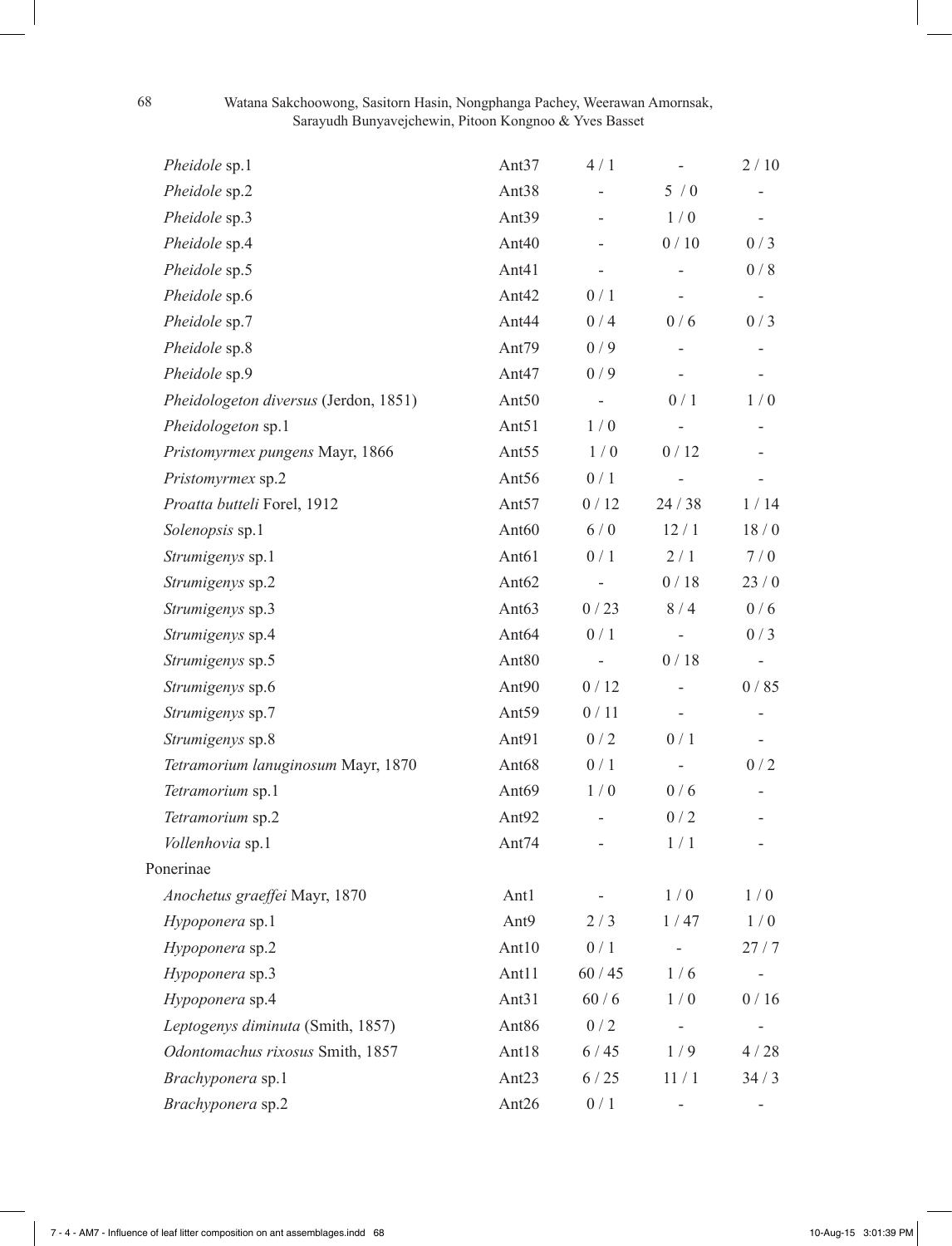| | | | | |
|---|---|---|---|---|
| *Pheidole* sp.1 | Ant37 | 4 / 1 | - | 2 / 10 |
| *Pheidole* sp.2 | Ant38 | - | 5 / 0 | - |
| *Pheidole* sp.3 | Ant39 | - | 1 / 0 | - |
| *Pheidole* sp.4 | Ant40 | - | 0 / 10 | 0 / 3 |
| *Pheidole* sp.5 | Ant41 | - | - | 0 / 8 |
| *Pheidole* sp.6 | Ant42 | 0 / 1 | - | - |
| *Pheidole* sp.7 | Ant44 | 0 / 4 | 0 / 6 | 0 / 3 |
| *Pheidole* sp.8 | Ant79 | 0 / 9 | - | - |
| *Pheidole* sp.9 | Ant47 | 0 / 9 | - | - |
| *Pheidologeton diversus* (Jerdon, 1851) | Ant50 | - | 0 / 1 | 1 / 0 |
| *Pheidologeton* sp.1 | Ant51 | 1 / 0 | - | - |
| *Pristomyrmex pungens* Mayr, 1866 | Ant55 | 1 / 0 | 0 / 12 | - |
| *Pristomyrmex* sp.2 | Ant56 | 0 / 1 | - | - |
| *Proatta butteli* Forel, 1912 | Ant57 | 0 / 12 | 24 / 38 | 1 / 14 |
| *Solenopsis* sp.1 | Ant60 | 6 / 0 | 12 / 1 | 18 / 0 |
| *Strumigenys* sp.1 | Ant61 | 0 / 1 | 2 / 1 | 7 / 0 |
| *Strumigenys* sp.2 | Ant62 | - | 0 / 18 | 23 / 0 |
| *Strumigenys* sp.3 | Ant63 | 0 / 23 | 8 / 4 | 0 / 6 |
| *Strumigenys* sp.4 | Ant64 | 0 / 1 | - | 0 / 3 |
| *Strumigenys* sp.5 | Ant80 | - | 0 / 18 | - |
| *Strumigenys* sp.6 | Ant90 | 0 / 12 | - | 0 / 85 |
| *Strumigenys* sp.7 | Ant59 | 0 / 11 | - | - |
| *Strumigenys* sp.8 | Ant91 | 0 / 2 | 0 / 1 | - |
| *Tetramorium lanuginosum* Mayr, 1870 | Ant68 | 0 / 1 | - | 0 / 2 |
| *Tetramorium* sp.1 | Ant69 | 1 / 0 | 0 / 6 | - |
| *Tetramorium* sp.2 | Ant92 | - | 0 / 2 | - |
| *Vollenhovia* sp.1 | Ant74 | - | 1 / 1 | - |
| Ponerinae | | | | |
| *Anochetus graeffei* Mayr, 1870 | Ant1 | - | 1 / 0 | 1 / 0 |
| *Hypoponera* sp.1 | Ant9 | 2 / 3 | 1 / 47 | 1 / 0 |
| *Hypoponera* sp.2 | Ant10 | 0 / 1 | - | 27 / 7 |
| *Hypoponera* sp.3 | Ant11 | 60 / 45 | 1 / 6 | - |
| *Hypoponera* sp.4 | Ant31 | 60 / 6 | 1 / 0 | 0 / 16 |
| *Leptogenys diminuta* (Smith, 1857) | Ant86 | 0 / 2 | - | - |
| *Odontomachus rixosus* Smith, 1857 | Ant18 | 6 / 45 | 1 / 9 | 4 / 28 |
| *Brachyponera* sp.1 | Ant23 | 6 / 25 | 11 / 1 | 34 / 3 |
| *Brachyponera* sp.2 | Ant26 | 0 / 1 | - | - |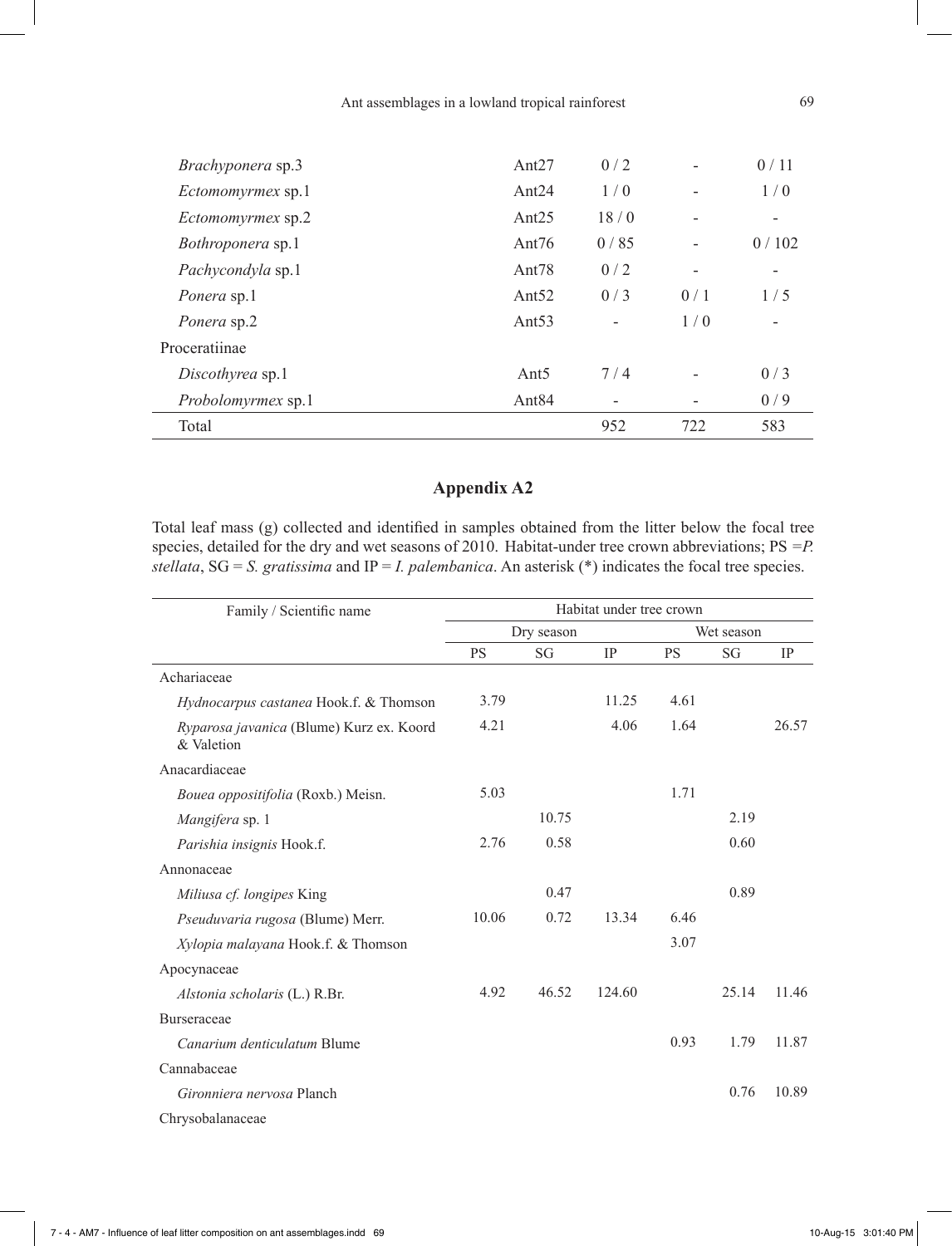| | | | | |
|---|---|---|---|---|
| *Brachyponera* sp.3 | Ant27 | 0 / 2 | - | 0 / 11 |
| *Ectomomyrmex* sp.1 | Ant24 | 1 / 0 | - | 1 / 0 |
| *Ectomomyrmex* sp.2 | Ant25 | 18 / 0 | - | - |
| *Bothroponera* sp.1 | Ant76 | 0 / 85 | - | 0 / 102 |
| *Pachycondyla* sp.1 | Ant78 | 0 / 2 | - | - |
| *Ponera* sp.1 | Ant52 | 0 / 3 | 0 / 1 | 1 / 5 |
| *Ponera* sp.2 | Ant53 | - | 1 / 0 | - |
| Proceratiinae | | | | |
| *Discothyrea* sp.1 | Ant5 | 7 / 4 | - | 0 / 3 |
| *Probolomyrmex* sp.1 | Ant84 | - | - | 0 / 9 |
| Total | | 952 | 722 | 583 |

## Appendix A2

Total leaf mass (g) collected and identified in samples obtained from the litter below the focal tree species, detailed for the dry and wet seasons of 2010. Habitat-under tree crown abbreviations; PS = *P. stellata*, SG = *S. gratissima* and IP = *I. palembanica*. An asterisk (*) indicates the focal tree species.

| Family / Scientific name | Habitat under tree crown | | | | | |
|---|---|---|---|---|---|---|
| | Dry season | | | Wet season | | |
| | PS | SG | IP | PS | SG | IP |
| Achariaceae | | | | | | |
| *Hydnocarpus castanea* Hook.f. & Thomson | 3.79 | | 11.25 | 4.61 | | |
| *Ryparosa javanica* (Blume) Kurz ex. Koord & Valetion | 4.21 | | 4.06 | 1.64 | | 26.57 |
| Anacardiaceae | | | | | | |
| *Bouea oppositifolia* (Roxb.) Meisn. | 5.03 | | | 1.71 | | |
| *Mangifera* sp. 1 | | 10.75 | | | 2.19 | |
| *Parishia insignis* Hook.f. | 2.76 | 0.58 | | | 0.60 | |
| Annonaceae | | | | | | |
| *Miliusa cf. longipes* King | | 0.47 | | | 0.89 | |
| *Pseuduvaria rugosa* (Blume) Merr. | 10.06 | 0.72 | 13.34 | 6.46 | | |
| *Xylopia malayana* Hook.f. & Thomson | | | | 3.07 | | |
| Apocynaceae | | | | | | |
| *Alstonia scholaris* (L.) R.Br. | 4.92 | 46.52 | 124.60 | | 25.14 | 11.46 |
| Burseraceae | | | | | | |
| *Canarium denticulatum* Blume | | | | 0.93 | 1.79 | 11.87 |
| Cannabaceae | | | | | | |
| *Gironniera nervosa* Planch | | | | | 0.76 | 10.89 |
| Chrysobalanaceae | | | | | | |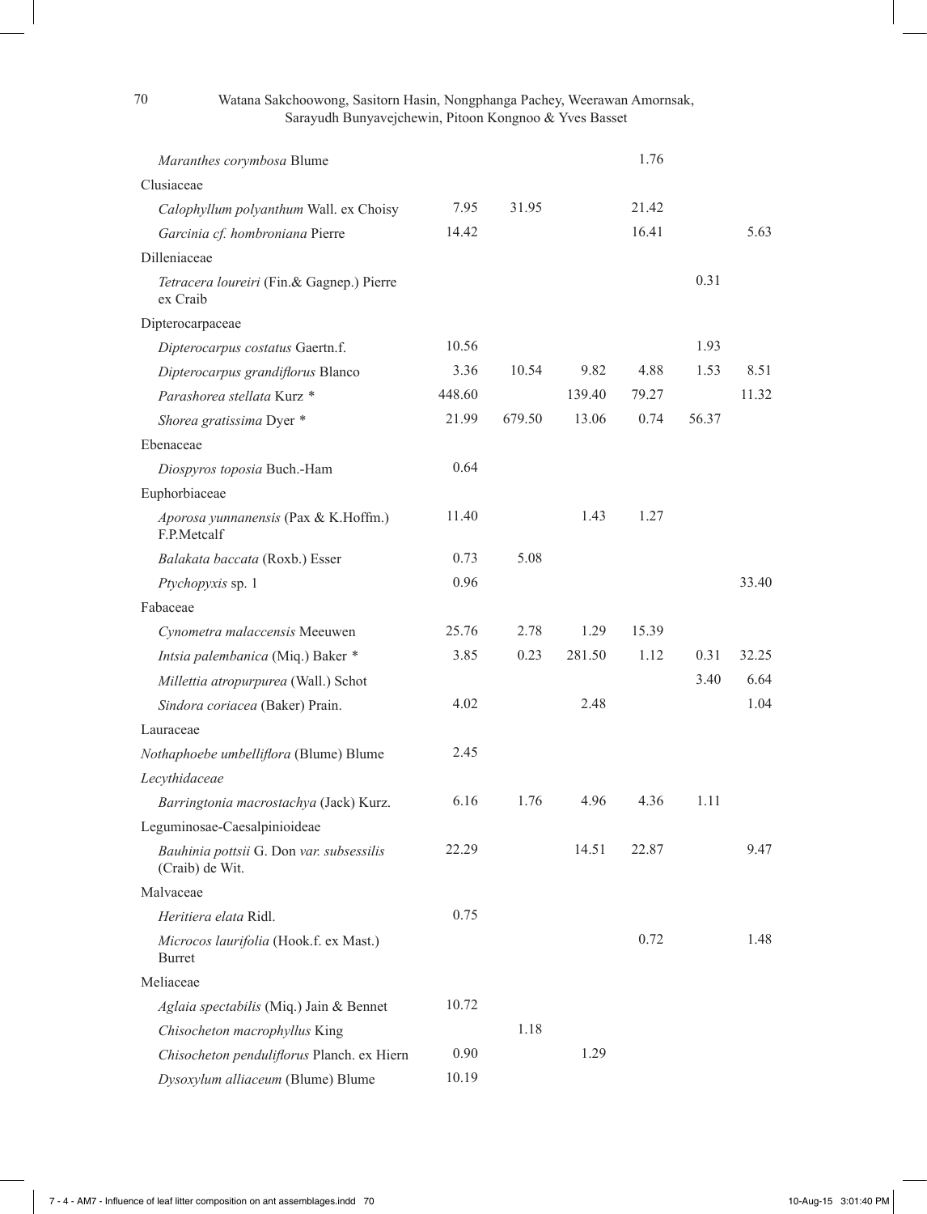| | | | | | | |
|---|---|---|---|---|---|---|
| *Maranthes corymbosa* Blume | | | | 1.76 | | |
| Clusiaceae | | | | | | |
| *Calophyllum polyanthum* Wall. ex Choisy | 7.95 | 31.95 | | 21.42 | | |
| *Garcinia cf. hombroniana* Pierre | 14.42 | | | 16.41 | | 5.63 |
| Dilleniaceae | | | | | | |
| *Tetracera loureiri* (Fin.& Gagnep.) Pierre ex Craib | | | | | 0.31 | |
| Dipterocarpaceae | | | | | | |
| *Dipterocarpus costatus* Gaertn.f. | 10.56 | | | | 1.93 | |
| *Dipterocarpus grandiflorus* Blanco | 3.36 | 10.54 | 9.82 | 4.88 | 1.53 | 8.51 |
| *Parashorea stellata* Kurz * | 448.60 | | 139.40 | 79.27 | | 11.32 |
| *Shorea gratissima* Dyer * | 21.99 | 679.50 | 13.06 | 0.74 | 56.37 | |
| Ebenaceae | | | | | | |
| *Diospyros toposia* Buch.-Ham | 0.64 | | | | | |
| Euphorbiaceae | | | | | | |
| *Aporosa yunnanensis* (Pax & K.Hoffm.) F.P.Metcalf | 11.40 | | 1.43 | 1.27 | | |
| *Balakata baccata* (Roxb.) Esser | 0.73 | 5.08 | | | | |
| *Ptychopyxis* sp. 1 | 0.96 | | | | | 33.40 |
| Fabaceae | | | | | | |
| *Cynometra malaccensis* Meeuwen | 25.76 | 2.78 | 1.29 | 15.39 | | |
| *Intsia palembanica* (Miq.) Baker * | 3.85 | 0.23 | 281.50 | 1.12 | 0.31 | 32.25 |
| *Millettia atropurpurea* (Wall.) Schot | | | | | 3.40 | 6.64 |
| *Sindora coriacea* (Baker) Prain. | 4.02 | | 2.48 | | | 1.04 |
| Lauraceae | | | | | | |
| *Nothaphoebe umbelliflora* (Blume) Blume | 2.45 | | | | | |
| *Lecythidaceae* | | | | | | |
| *Barringtonia macrostachya* (Jack) Kurz. | 6.16 | 1.76 | 4.96 | 4.36 | 1.11 | |
| Leguminosae-Caesalpinioideae | | | | | | |
| *Bauhinia pottsii* G. Don *var. subsessilis* (Craib) de Wit. | 22.29 | | 14.51 | 22.87 | | 9.47 |
| Malvaceae | | | | | | |
| *Heritiera elata* Ridl. | 0.75 | | | | | |
| *Microcos laurifolia* (Hook.f. ex Mast.) Burret | | | | 0.72 | | 1.48 |
| Meliaceae | | | | | | |
| *Aglaia spectabilis* (Miq.) Jain & Bennet | 10.72 | | | | | |
| *Chisocheton macrophyllus* King | | 1.18 | | | | |
| *Chisocheton penduliflorus* Planch. ex Hiern | 0.90 | | 1.29 | | | |
| *Dysoxylum alliaceum* (Blume) Blume | 10.19 | | | | | |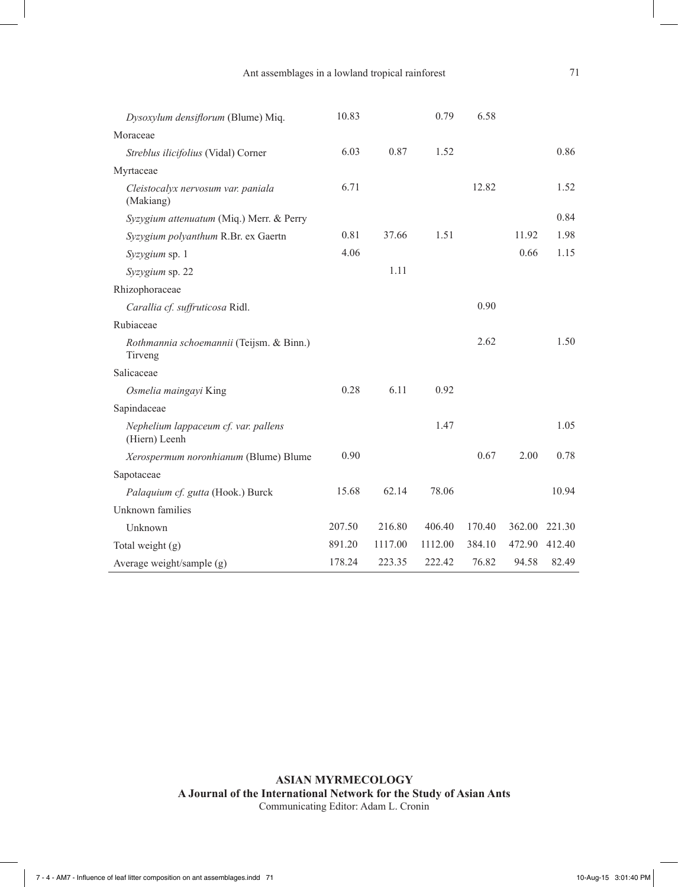| | | | | | | |
|---|---|---|---|---|---|---|
| *Dysoxylum densiflorum* (Blume) Miq. | 10.83 | | 0.79 | 6.58 | | |
| Moraceae | | | | | | |
| *Streblus ilicifolius* (Vidal) Corner | 6.03 | 0.87 | 1.52 | | | 0.86 |
| Myrtaceae | | | | | | |
| *Cleistocalyx nervosum var. paniala* (Makiang) | 6.71 | | | 12.82 | | 1.52 |
| *Syzygium attenuatum* (Miq.) Merr. & Perry | | | | | | 0.84 |
| *Syzygium polyanthum* R.Br. ex Gaertn | 0.81 | 37.66 | 1.51 | | 11.92 | 1.98 |
| *Syzygium* sp. 1 | 4.06 | | | | 0.66 | 1.15 |
| *Syzygium* sp. 22 | | 1.11 | | | | |
| Rhizophoraceae | | | | | | |
| *Carallia cf. suffruticosa* Ridl. | | | | 0.90 | | |
| Rubiaceae | | | | | | |
| *Rothmannia schoemannii* (Teijsm. & Binn.) Tirveng | | | | 2.62 | | 1.50 |
| Salicaceae | | | | | | |
| *Osmelia maingayi* King | 0.28 | 6.11 | 0.92 | | | |
| Sapindaceae | | | | | | |
| *Nephelium lappaceum cf. var. pallens* (Hiern) Leenh | | | 1.47 | | | 1.05 |
| *Xerospermum noronhianum* (Blume) Blume | 0.90 | | | 0.67 | 2.00 | 0.78 |
| Sapotaceae | | | | | | |
| *Palaquium cf. gutta* (Hook.) Burck | 15.68 | 62.14 | 78.06 | | | 10.94 |
| Unknown families | | | | | | |
| Unknown | 207.50 | 216.80 | 406.40 | 170.40 | 362.00 | 221.30 |
| Total weight (g) | 891.20 | 1117.00 | 1112.00 | 384.10 | 472.90 | 412.40 |
| Average weight/sample (g) | 178.24 | 223.35 | 222.42 | 76.82 | 94.58 | 82.49 |